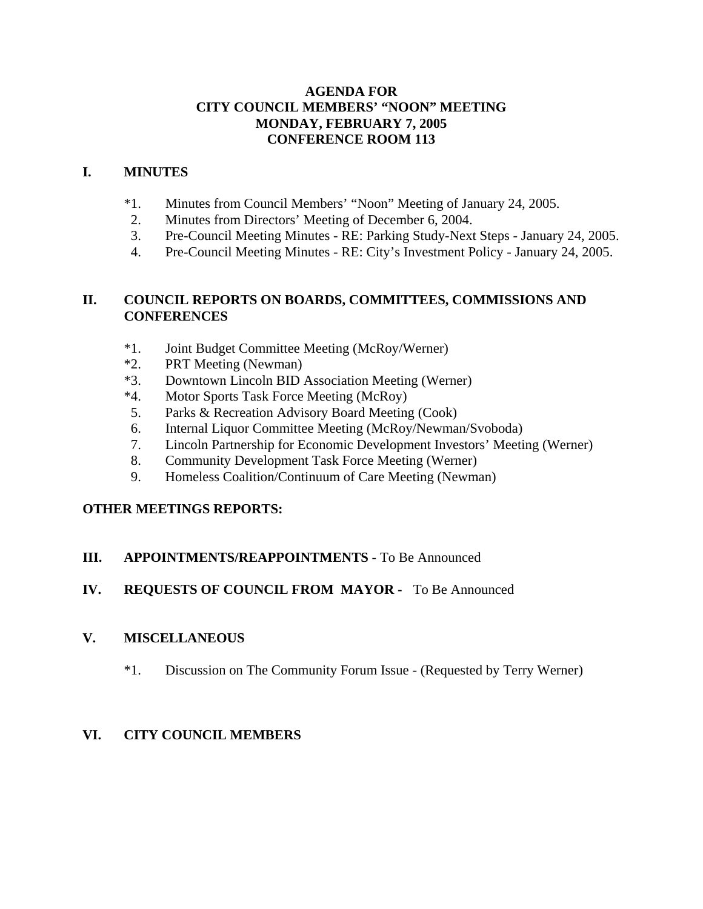# AGENDA FOR
# CITY COUNCIL MEMBERS' "NOON" MEETING
# MONDAY, FEBRUARY 7, 2005
# CONFERENCE ROOM 113

## I. MINUTES

*1. Minutes from Council Members' "Noon" Meeting of January 24, 2005.
2. Minutes from Directors' Meeting of December 6, 2004.
3. Pre-Council Meeting Minutes - RE: Parking Study-Next Steps - January 24, 2005.
4. Pre-Council Meeting Minutes - RE: City's Investment Policy - January 24, 2005.

## II. COUNCIL REPORTS ON BOARDS, COMMITTEES, COMMISSIONS AND CONFERENCES

*1. Joint Budget Committee Meeting (McRoy/Werner)
*2. PRT Meeting (Newman)
*3. Downtown Lincoln BID Association Meeting (Werner)
*4. Motor Sports Task Force Meeting (McRoy)
5. Parks & Recreation Advisory Board Meeting (Cook)
6. Internal Liquor Committee Meeting (McRoy/Newman/Svoboda)
7. Lincoln Partnership for Economic Development Investors' Meeting (Werner)
8. Community Development Task Force Meeting (Werner)
9. Homeless Coalition/Continuum of Care Meeting (Newman)

## OTHER MEETINGS REPORTS:

## III. APPOINTMENTS/REAPPOINTMENTS - To Be Announced

## IV. REQUESTS OF COUNCIL FROM MAYOR - To Be Announced

## V. MISCELLANEOUS

*1. Discussion on The Community Forum Issue - (Requested by Terry Werner)

## VI. CITY COUNCIL MEMBERS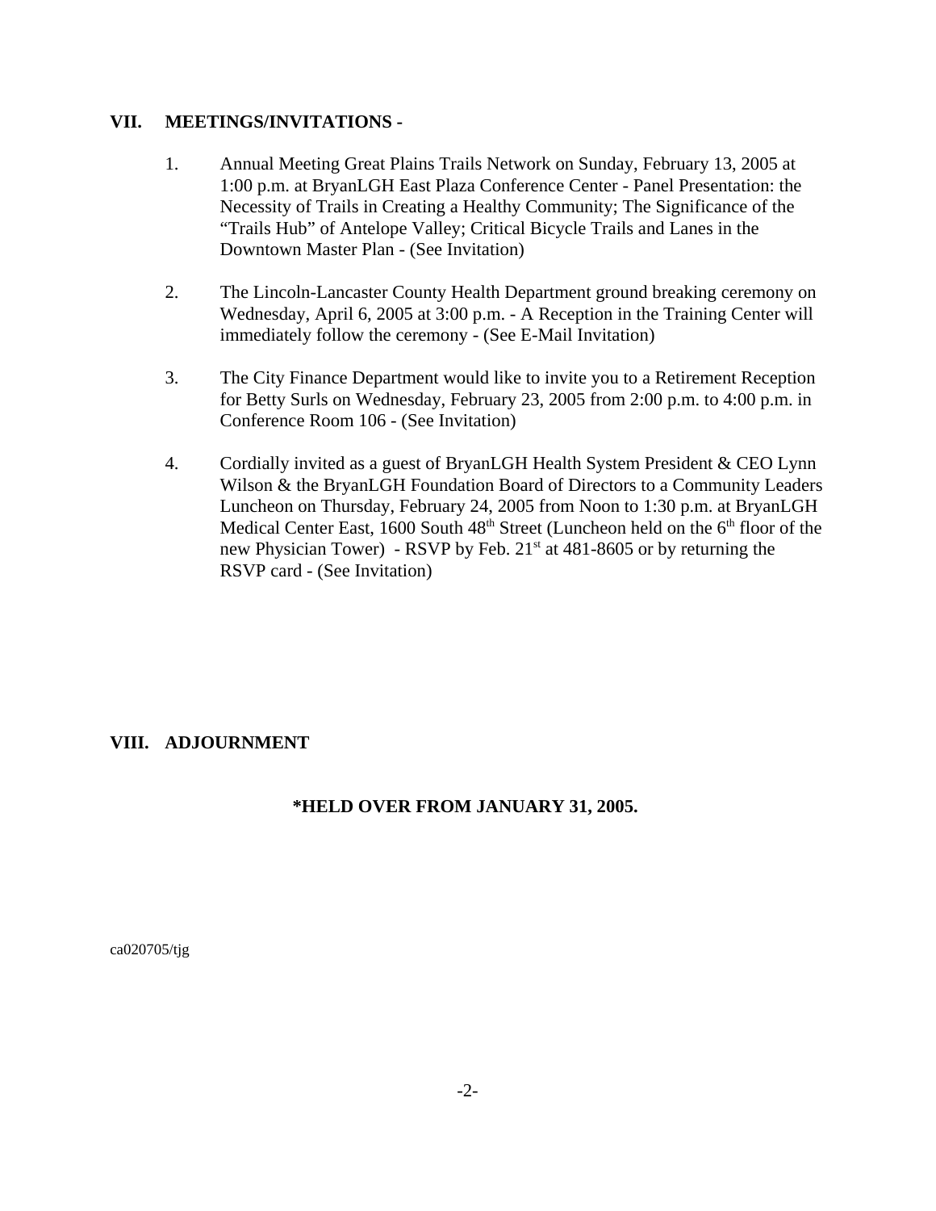## VII. MEETINGS/INVITATIONS -

1. Annual Meeting Great Plains Trails Network on Sunday, February 13, 2005 at 1:00 p.m. at BryanLGH East Plaza Conference Center - Panel Presentation: the Necessity of Trails in Creating a Healthy Community; The Significance of the "Trails Hub" of Antelope Valley; Critical Bicycle Trails and Lanes in the Downtown Master Plan - (See Invitation)

2. The Lincoln-Lancaster County Health Department ground breaking ceremony on Wednesday, April 6, 2005 at 3:00 p.m. - A Reception in the Training Center will immediately follow the ceremony - (See E-Mail Invitation)

3. The City Finance Department would like to invite you to a Retirement Reception for Betty Surls on Wednesday, February 23, 2005 from 2:00 p.m. to 4:00 p.m. in Conference Room 106 - (See Invitation)

4. Cordially invited as a guest of BryanLGH Health System President & CEO Lynn Wilson & the BryanLGH Foundation Board of Directors to a Community Leaders Luncheon on Thursday, February 24, 2005 from Noon to 1:30 p.m. at BryanLGH Medical Center East, 1600 South 48th Street (Luncheon held on the 6th floor of the new Physician Tower) - RSVP by Feb. 21st at 481-8605 or by returning the RSVP card - (See Invitation)

## VIII. ADJOURNMENT

**\*HELD OVER FROM JANUARY 31, 2005.**

ca020705/tjg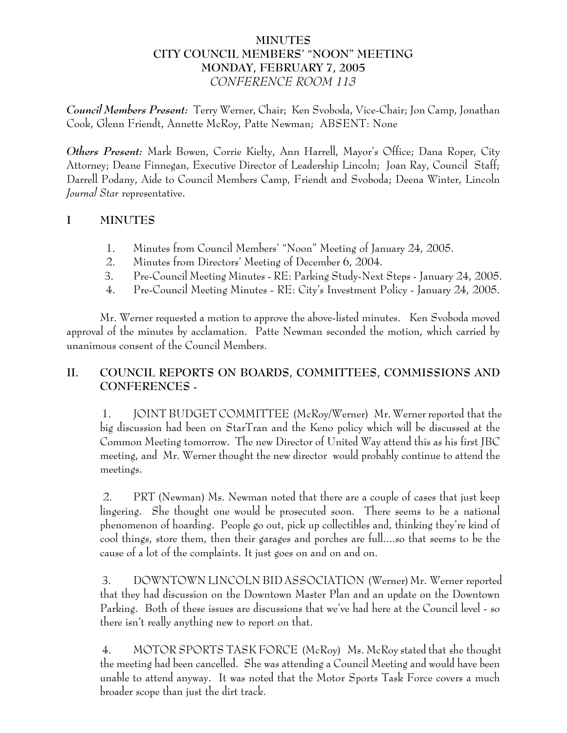# MINUTES
## CITY COUNCIL MEMBERS' "NOON" MEETING
## MONDAY, FEBRUARY 7, 2005
## *CONFERENCE ROOM 113*

***Council Members Present:*** Terry Werner, Chair; Ken Svoboda, Vice-Chair; Jon Camp, Jonathan Cook, Glenn Friendt, Annette McRoy, Patte Newman; ABSENT: None

***Others Present:*** Mark Bowen, Corrie Kielty, Ann Harrell, Mayor's Office; Dana Roper, City Attorney; Deane Finnegan, Executive Director of Leadership Lincoln; Joan Ray, Council Staff; Darrell Podany, Aide to Council Members Camp, Friendt and Svoboda; Deena Winter, Lincoln *Journal Star* representative.

## I MINUTES

1. Minutes from Council Members' "Noon" Meeting of January 24, 2005.
2. Minutes from Directors' Meeting of December 6, 2004.
3. Pre-Council Meeting Minutes - RE: Parking Study-Next Steps - January 24, 2005.
4. Pre-Council Meeting Minutes - RE: City's Investment Policy - January 24, 2005.

Mr. Werner requested a motion to approve the above-listed minutes. Ken Svoboda moved approval of the minutes by acclamation. Patte Newman seconded the motion, which carried by unanimous consent of the Council Members.

## II. COUNCIL REPORTS ON BOARDS, COMMITTEES, COMMISSIONS AND CONFERENCES -

1. JOINT BUDGET COMMITTEE (McRoy/Werner) Mr. Werner reported that the big discussion had been on StarTran and the Keno policy which will be discussed at the Common Meeting tomorrow. The new Director of United Way attend this as his first JBC meeting, and Mr. Werner thought the new director would probably continue to attend the meetings.

2. PRT (Newman) Ms. Newman noted that there are a couple of cases that just keep lingering. She thought one would be prosecuted soon. There seems to be a national phenomenon of hoarding. People go out, pick up collectibles and, thinking they're kind of cool things, store them, then their garages and porches are full....so that seems to be the cause of a lot of the complaints. It just goes on and on and on.

3. DOWNTOWN LINCOLN BID ASSOCIATION (Werner) Mr. Werner reported that they had discussion on the Downtown Master Plan and an update on the Downtown Parking. Both of these issues are discussions that we've had here at the Council level - so there isn't really anything new to report on that.

4. MOTOR SPORTS TASK FORCE (McRoy) Ms. McRoy stated that she thought the meeting had been cancelled. She was attending a Council Meeting and would have been unable to attend anyway. It was noted that the Motor Sports Task Force covers a much broader scope than just the dirt track.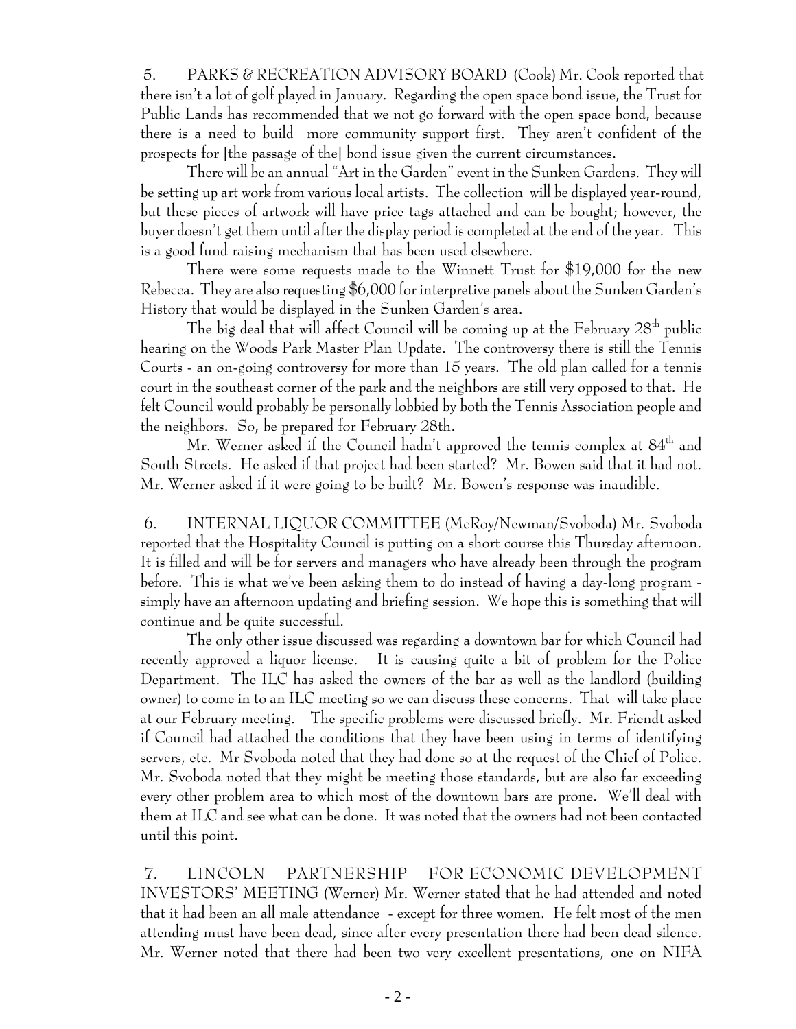5. PARKS & RECREATION ADVISORY BOARD (Cook) Mr. Cook reported that there isn't a lot of golf played in January. Regarding the open space bond issue, the Trust for Public Lands has recommended that we not go forward with the open space bond, because there is a need to build more community support first. They aren't confident of the prospects for [the passage of the] bond issue given the current circumstances.

There will be an annual "Art in the Garden" event in the Sunken Gardens. They will be setting up art work from various local artists. The collection will be displayed year-round, but these pieces of artwork will have price tags attached and can be bought; however, the buyer doesn't get them until after the display period is completed at the end of the year. This is a good fund raising mechanism that has been used elsewhere.

There were some requests made to the Winnett Trust for $19,000 for the new Rebecca. They are also requesting $6,000 for interpretive panels about the Sunken Garden's History that would be displayed in the Sunken Garden's area.

The big deal that will affect Council will be coming up at the February 28th public hearing on the Woods Park Master Plan Update. The controversy there is still the Tennis Courts - an on-going controversy for more than 15 years. The old plan called for a tennis court in the southeast corner of the park and the neighbors are still very opposed to that. He felt Council would probably be personally lobbied by both the Tennis Association people and the neighbors. So, be prepared for February 28th.

Mr. Werner asked if the Council hadn't approved the tennis complex at 84th and South Streets. He asked if that project had been started? Mr. Bowen said that it had not. Mr. Werner asked if it were going to be built? Mr. Bowen's response was inaudible.

6. INTERNAL LIQUOR COMMITTEE (McRoy/Newman/Svoboda) Mr. Svoboda reported that the Hospitality Council is putting on a short course this Thursday afternoon. It is filled and will be for servers and managers who have already been through the program before. This is what we've been asking them to do instead of having a day-long program - simply have an afternoon updating and briefing session. We hope this is something that will continue and be quite successful.

The only other issue discussed was regarding a downtown bar for which Council had recently approved a liquor license. It is causing quite a bit of problem for the Police Department. The ILC has asked the owners of the bar as well as the landlord (building owner) to come in to an ILC meeting so we can discuss these concerns. That will take place at our February meeting. The specific problems were discussed briefly. Mr. Friendt asked if Council had attached the conditions that they have been using in terms of identifying servers, etc. Mr Svoboda noted that they had done so at the request of the Chief of Police. Mr. Svoboda noted that they might be meeting those standards, but are also far exceeding every other problem area to which most of the downtown bars are prone. We'll deal with them at ILC and see what can be done. It was noted that the owners had not been contacted until this point.

7. LINCOLN PARTNERSHIP FOR ECONOMIC DEVELOPMENT INVESTORS' MEETING (Werner) Mr. Werner stated that he had attended and noted that it had been an all male attendance - except for three women. He felt most of the men attending must have been dead, since after every presentation there had been dead silence. Mr. Werner noted that there had been two very excellent presentations, one on NIFA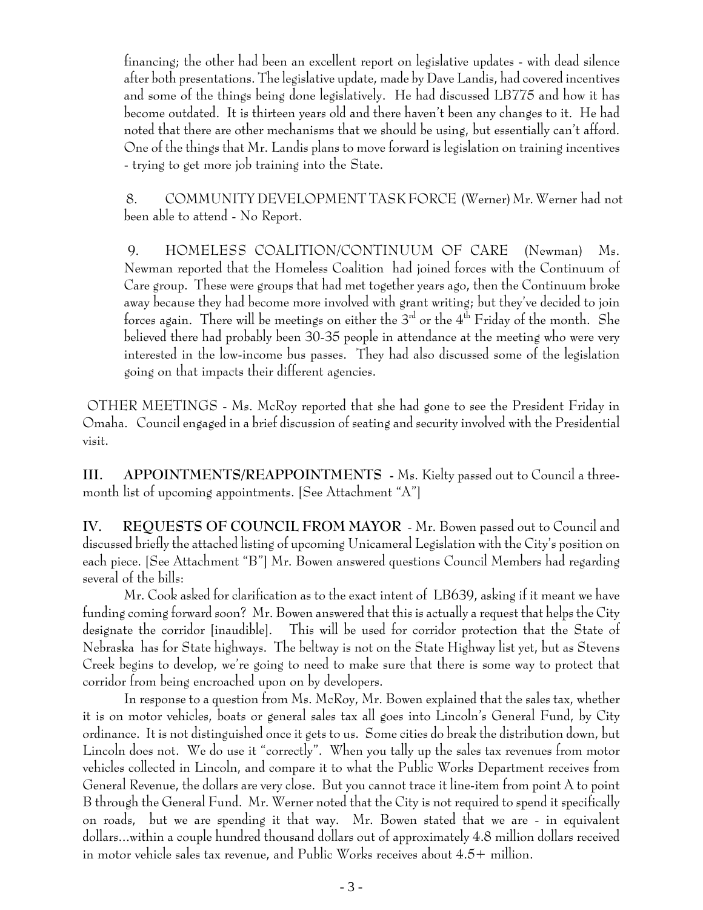financing; the other had been an excellent report on legislative updates - with dead silence after both presentations. The legislative update, made by Dave Landis, had covered incentives and some of the things being done legislatively. He had discussed LB775 and how it has become outdated. It is thirteen years old and there haven't been any changes to it. He had noted that there are other mechanisms that we should be using, but essentially can't afford. One of the things that Mr. Landis plans to move forward is legislation on training incentives - trying to get more job training into the State.

8. COMMUNITY DEVELOPMENT TASK FORCE (Werner) Mr. Werner had not been able to attend - No Report.

9. HOMELESS COALITION/CONTINUUM OF CARE (Newman) Ms. Newman reported that the Homeless Coalition had joined forces with the Continuum of Care group. These were groups that had met together years ago, then the Continuum broke away because they had become more involved with grant writing; but they've decided to join forces again. There will be meetings on either the 3rd or the 4th Friday of the month. She believed there had probably been 30-35 people in attendance at the meeting who were very interested in the low-income bus passes. They had also discussed some of the legislation going on that impacts their different agencies.

OTHER MEETINGS - Ms. McRoy reported that she had gone to see the President Friday in Omaha. Council engaged in a brief discussion of seating and security involved with the Presidential visit.

**III. APPOINTMENTS/REAPPOINTMENTS** - Ms. Kielty passed out to Council a three-month list of upcoming appointments. [See Attachment "A"]

**IV. REQUESTS OF COUNCIL FROM MAYOR** - Mr. Bowen passed out to Council and discussed briefly the attached listing of upcoming Unicameral Legislation with the City's position on each piece. [See Attachment "B"] Mr. Bowen answered questions Council Members had regarding several of the bills:

Mr. Cook asked for clarification as to the exact intent of LB639, asking if it meant we have funding coming forward soon? Mr. Bowen answered that this is actually a request that helps the City designate the corridor [inaudible]. This will be used for corridor protection that the State of Nebraska has for State highways. The beltway is not on the State Highway list yet, but as Stevens Creek begins to develop, we're going to need to make sure that there is some way to protect that corridor from being encroached upon on by developers.

In response to a question from Ms. McRoy, Mr. Bowen explained that the sales tax, whether it is on motor vehicles, boats or general sales tax all goes into Lincoln's General Fund, by City ordinance. It is not distinguished once it gets to us. Some cities do break the distribution down, but Lincoln does not. We do use it "correctly". When you tally up the sales tax revenues from motor vehicles collected in Lincoln, and compare it to what the Public Works Department receives from General Revenue, the dollars are very close. But you cannot trace it line-item from point A to point B through the General Fund. Mr. Werner noted that the City is not required to spend it specifically on roads, but we are spending it that way. Mr. Bowen stated that we are - in equivalent dollars...within a couple hundred thousand dollars out of approximately 4.8 million dollars received in motor vehicle sales tax revenue, and Public Works receives about 4.5+ million.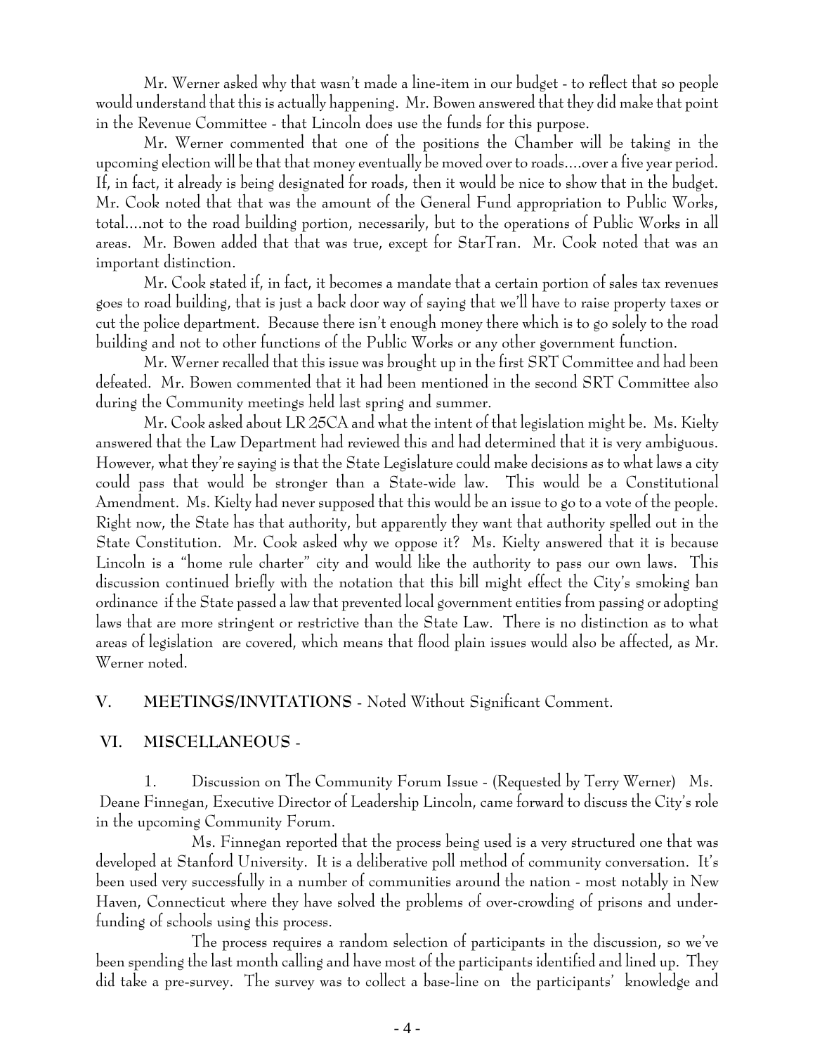Mr. Werner asked why that wasn't made a line-item in our budget - to reflect that so people would understand that this is actually happening. Mr. Bowen answered that they did make that point in the Revenue Committee - that Lincoln does use the funds for this purpose.

Mr. Werner commented that one of the positions the Chamber will be taking in the upcoming election will be that that money eventually be moved over to roads....over a five year period. If, in fact, it already is being designated for roads, then it would be nice to show that in the budget. Mr. Cook noted that that was the amount of the General Fund appropriation to Public Works, total....not to the road building portion, necessarily, but to the operations of Public Works in all areas. Mr. Bowen added that that was true, except for StarTran. Mr. Cook noted that was an important distinction.

Mr. Cook stated if, in fact, it becomes a mandate that a certain portion of sales tax revenues goes to road building, that is just a back door way of saying that we'll have to raise property taxes or cut the police department. Because there isn't enough money there which is to go solely to the road building and not to other functions of the Public Works or any other government function.

Mr. Werner recalled that this issue was brought up in the first SRT Committee and had been defeated. Mr. Bowen commented that it had been mentioned in the second SRT Committee also during the Community meetings held last spring and summer.

Mr. Cook asked about LR 25CA and what the intent of that legislation might be. Ms. Kielty answered that the Law Department had reviewed this and had determined that it is very ambiguous. However, what they're saying is that the State Legislature could make decisions as to what laws a city could pass that would be stronger than a State-wide law. This would be a Constitutional Amendment. Ms. Kielty had never supposed that this would be an issue to go to a vote of the people. Right now, the State has that authority, but apparently they want that authority spelled out in the State Constitution. Mr. Cook asked why we oppose it? Ms. Kielty answered that it is because Lincoln is a "home rule charter" city and would like the authority to pass our own laws. This discussion continued briefly with the notation that this bill might effect the City's smoking ban ordinance if the State passed a law that prevented local government entities from passing or adopting laws that are more stringent or restrictive than the State Law. There is no distinction as to what areas of legislation are covered, which means that flood plain issues would also be affected, as Mr. Werner noted.

## V. MEETINGS/INVITATIONS - Noted Without Significant Comment.

## VI. MISCELLANEOUS -

1. Discussion on The Community Forum Issue - (Requested by Terry Werner) Ms. Deane Finnegan, Executive Director of Leadership Lincoln, came forward to discuss the City's role in the upcoming Community Forum.

Ms. Finnegan reported that the process being used is a very structured one that was developed at Stanford University. It is a deliberative poll method of community conversation. It's been used very successfully in a number of communities around the nation - most notably in New Haven, Connecticut where they have solved the problems of over-crowding of prisons and under-funding of schools using this process.

The process requires a random selection of participants in the discussion, so we've been spending the last month calling and have most of the participants identified and lined up. They did take a pre-survey. The survey was to collect a base-line on the participants' knowledge and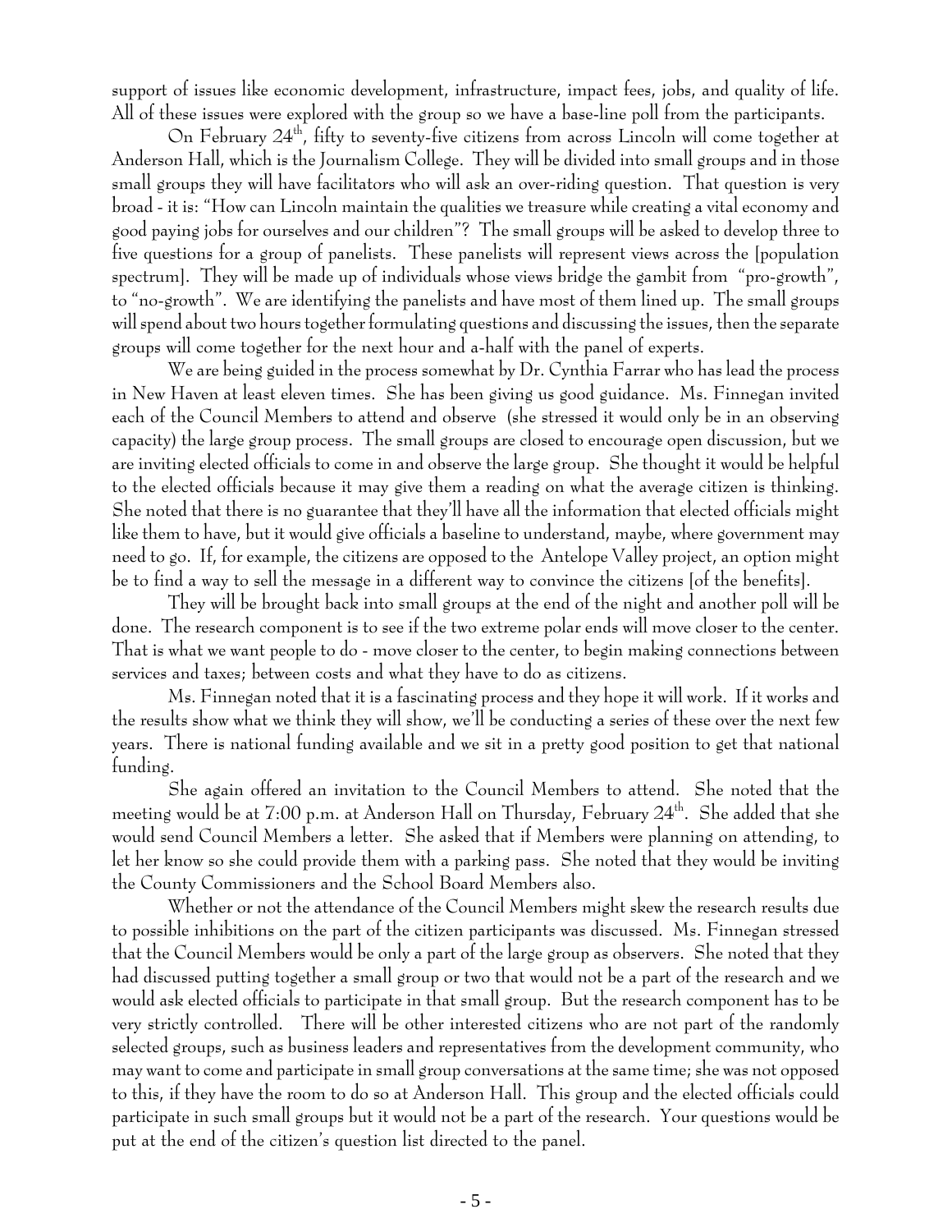support of issues like economic development, infrastructure, impact fees, jobs, and quality of life. All of these issues were explored with the group so we have a base-line poll from the participants.

On February 24th, fifty to seventy-five citizens from across Lincoln will come together at Anderson Hall, which is the Journalism College. They will be divided into small groups and in those small groups they will have facilitators who will ask an over-riding question. That question is very broad - it is: "How can Lincoln maintain the qualities we treasure while creating a vital economy and good paying jobs for ourselves and our children"? The small groups will be asked to develop three to five questions for a group of panelists. These panelists will represent views across the [population spectrum]. They will be made up of individuals whose views bridge the gambit from "pro-growth", to "no-growth". We are identifying the panelists and have most of them lined up. The small groups will spend about two hours together formulating questions and discussing the issues, then the separate groups will come together for the next hour and a-half with the panel of experts.

We are being guided in the process somewhat by Dr. Cynthia Farrar who has lead the process in New Haven at least eleven times. She has been giving us good guidance. Ms. Finnegan invited each of the Council Members to attend and observe (she stressed it would only be in an observing capacity) the large group process. The small groups are closed to encourage open discussion, but we are inviting elected officials to come in and observe the large group. She thought it would be helpful to the elected officials because it may give them a reading on what the average citizen is thinking. She noted that there is no guarantee that they'll have all the information that elected officials might like them to have, but it would give officials a baseline to understand, maybe, where government may need to go. If, for example, the citizens are opposed to the Antelope Valley project, an option might be to find a way to sell the message in a different way to convince the citizens [of the benefits].

They will be brought back into small groups at the end of the night and another poll will be done. The research component is to see if the two extreme polar ends will move closer to the center. That is what we want people to do - move closer to the center, to begin making connections between services and taxes; between costs and what they have to do as citizens.

Ms. Finnegan noted that it is a fascinating process and they hope it will work. If it works and the results show what we think they will show, we'll be conducting a series of these over the next few years. There is national funding available and we sit in a pretty good position to get that national funding.

She again offered an invitation to the Council Members to attend. She noted that the meeting would be at 7:00 p.m. at Anderson Hall on Thursday, February 24th. She added that she would send Council Members a letter. She asked that if Members were planning on attending, to let her know so she could provide them with a parking pass. She noted that they would be inviting the County Commissioners and the School Board Members also.

Whether or not the attendance of the Council Members might skew the research results due to possible inhibitions on the part of the citizen participants was discussed. Ms. Finnegan stressed that the Council Members would be only a part of the large group as observers. She noted that they had discussed putting together a small group or two that would not be a part of the research and we would ask elected officials to participate in that small group. But the research component has to be very strictly controlled. There will be other interested citizens who are not part of the randomly selected groups, such as business leaders and representatives from the development community, who may want to come and participate in small group conversations at the same time; she was not opposed to this, if they have the room to do so at Anderson Hall. This group and the elected officials could participate in such small groups but it would not be a part of the research. Your questions would be put at the end of the citizen's question list directed to the panel.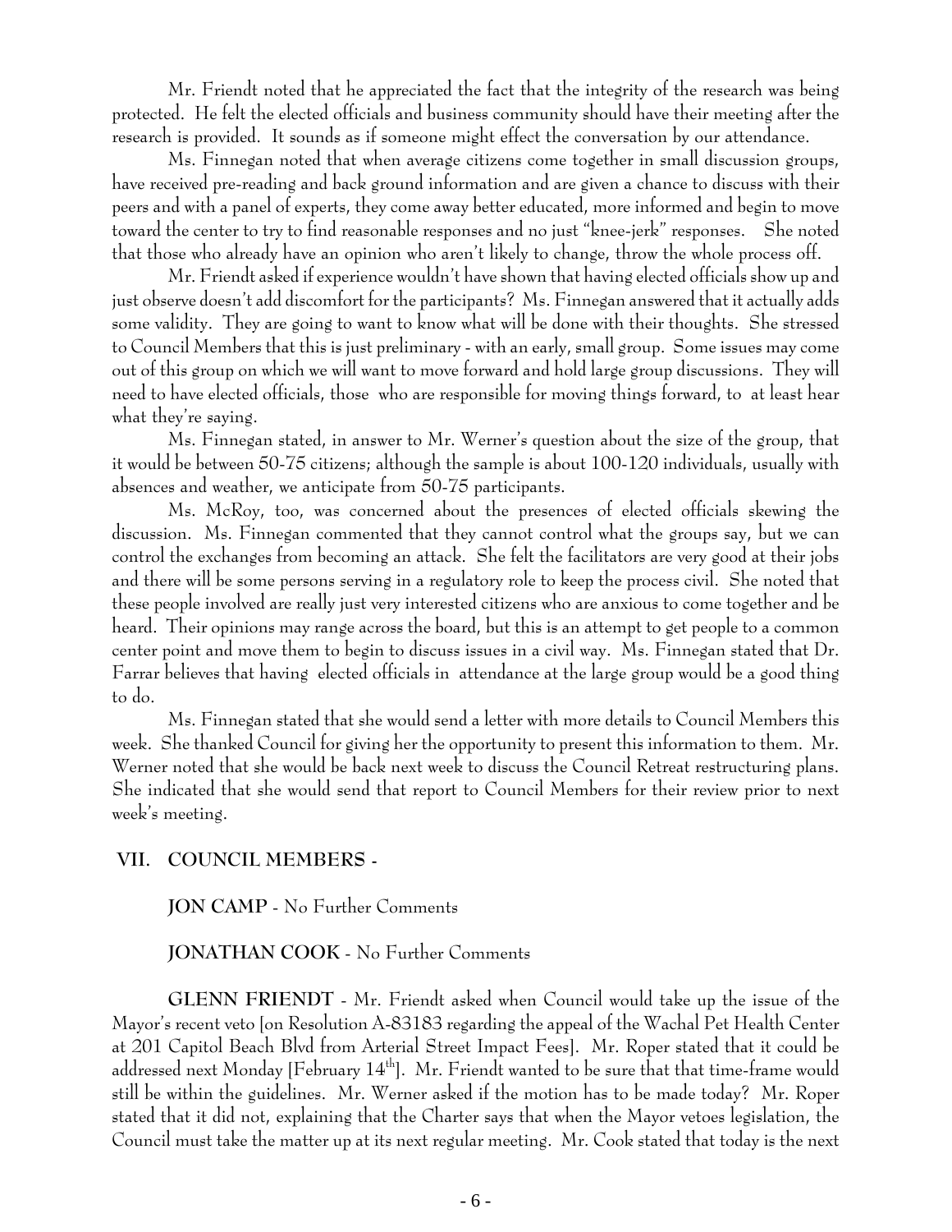Mr. Friendt noted that he appreciated the fact that the integrity of the research was being protected. He felt the elected officials and business community should have their meeting after the research is provided. It sounds as if someone might effect the conversation by our attendance.

Ms. Finnegan noted that when average citizens come together in small discussion groups, have received pre-reading and back ground information and are given a chance to discuss with their peers and with a panel of experts, they come away better educated, more informed and begin to move toward the center to try to find reasonable responses and no just "knee-jerk" responses. She noted that those who already have an opinion who aren't likely to change, throw the whole process off.

Mr. Friendt asked if experience wouldn't have shown that having elected officials show up and just observe doesn't add discomfort for the participants? Ms. Finnegan answered that it actually adds some validity. They are going to want to know what will be done with their thoughts. She stressed to Council Members that this is just preliminary - with an early, small group. Some issues may come out of this group on which we will want to move forward and hold large group discussions. They will need to have elected officials, those who are responsible for moving things forward, to at least hear what they're saying.

Ms. Finnegan stated, in answer to Mr. Werner's question about the size of the group, that it would be between 50-75 citizens; although the sample is about 100-120 individuals, usually with absences and weather, we anticipate from 50-75 participants.

Ms. McRoy, too, was concerned about the presences of elected officials skewing the discussion. Ms. Finnegan commented that they cannot control what the groups say, but we can control the exchanges from becoming an attack. She felt the facilitators are very good at their jobs and there will be some persons serving in a regulatory role to keep the process civil. She noted that these people involved are really just very interested citizens who are anxious to come together and be heard. Their opinions may range across the board, but this is an attempt to get people to a common center point and move them to begin to discuss issues in a civil way. Ms. Finnegan stated that Dr. Farrar believes that having elected officials in attendance at the large group would be a good thing to do.

Ms. Finnegan stated that she would send a letter with more details to Council Members this week. She thanked Council for giving her the opportunity to present this information to them. Mr. Werner noted that she would be back next week to discuss the Council Retreat restructuring plans. She indicated that she would send that report to Council Members for their review prior to next week's meeting.

## VII. COUNCIL MEMBERS -

**JON CAMP** - No Further Comments

**JONATHAN COOK** - No Further Comments

**GLENN FRIENDT** - Mr. Friendt asked when Council would take up the issue of the Mayor's recent veto [on Resolution A-83183 regarding the appeal of the Wachal Pet Health Center at 201 Capitol Beach Blvd from Arterial Street Impact Fees]. Mr. Roper stated that it could be addressed next Monday [February 14th]. Mr. Friendt wanted to be sure that that time-frame would still be within the guidelines. Mr. Werner asked if the motion has to be made today? Mr. Roper stated that it did not, explaining that the Charter says that when the Mayor vetoes legislation, the Council must take the matter up at its next regular meeting. Mr. Cook stated that today is the next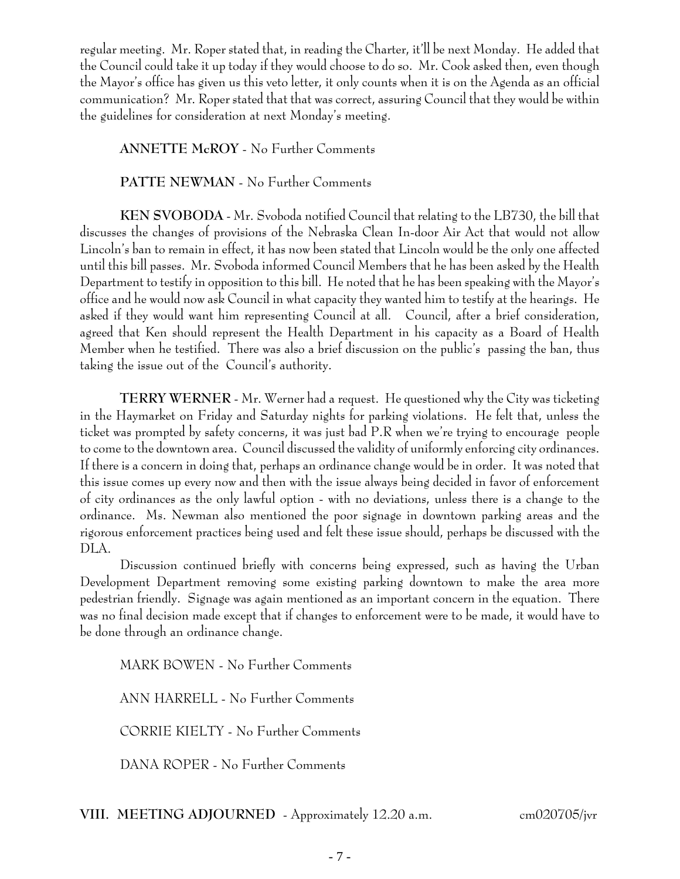regular meeting. Mr. Roper stated that, in reading the Charter, it'll be next Monday. He added that the Council could take it up today if they would choose to do so. Mr. Cook asked then, even though the Mayor's office has given us this veto letter, it only counts when it is on the Agenda as an official communication? Mr. Roper stated that that was correct, assuring Council that they would be within the guidelines for consideration at next Monday's meeting.

**ANNETTE McROY** - No Further Comments

**PATTE NEWMAN** - No Further Comments

**KEN SVOBODA** - Mr. Svoboda notified Council that relating to the LB730, the bill that discusses the changes of provisions of the Nebraska Clean In-door Air Act that would not allow Lincoln's ban to remain in effect, it has now been stated that Lincoln would be the only one affected until this bill passes. Mr. Svoboda informed Council Members that he has been asked by the Health Department to testify in opposition to this bill. He noted that he has been speaking with the Mayor's office and he would now ask Council in what capacity they wanted him to testify at the hearings. He asked if they would want him representing Council at all. Council, after a brief consideration, agreed that Ken should represent the Health Department in his capacity as a Board of Health Member when he testified. There was also a brief discussion on the public's passing the ban, thus taking the issue out of the Council's authority.

**TERRY WERNER** - Mr. Werner had a request. He questioned why the City was ticketing in the Haymarket on Friday and Saturday nights for parking violations. He felt that, unless the ticket was prompted by safety concerns, it was just bad P.R when we're trying to encourage people to come to the downtown area. Council discussed the validity of uniformly enforcing city ordinances. If there is a concern in doing that, perhaps an ordinance change would be in order. It was noted that this issue comes up every now and then with the issue always being decided in favor of enforcement of city ordinances as the only lawful option - with no deviations, unless there is a change to the ordinance. Ms. Newman also mentioned the poor signage in downtown parking areas and the rigorous enforcement practices being used and felt these issue should, perhaps be discussed with the DLA.

Discussion continued briefly with concerns being expressed, such as having the Urban Development Department removing some existing parking downtown to make the area more pedestrian friendly. Signage was again mentioned as an important concern in the equation. There was no final decision made except that if changes to enforcement were to be made, it would have to be done through an ordinance change.

MARK BOWEN - No Further Comments

ANN HARRELL - No Further Comments

CORRIE KIELTY - No Further Comments

DANA ROPER - No Further Comments

**VIII. MEETING ADJOURNED** - Approximately 12.20 a.m. cm020705/jvr